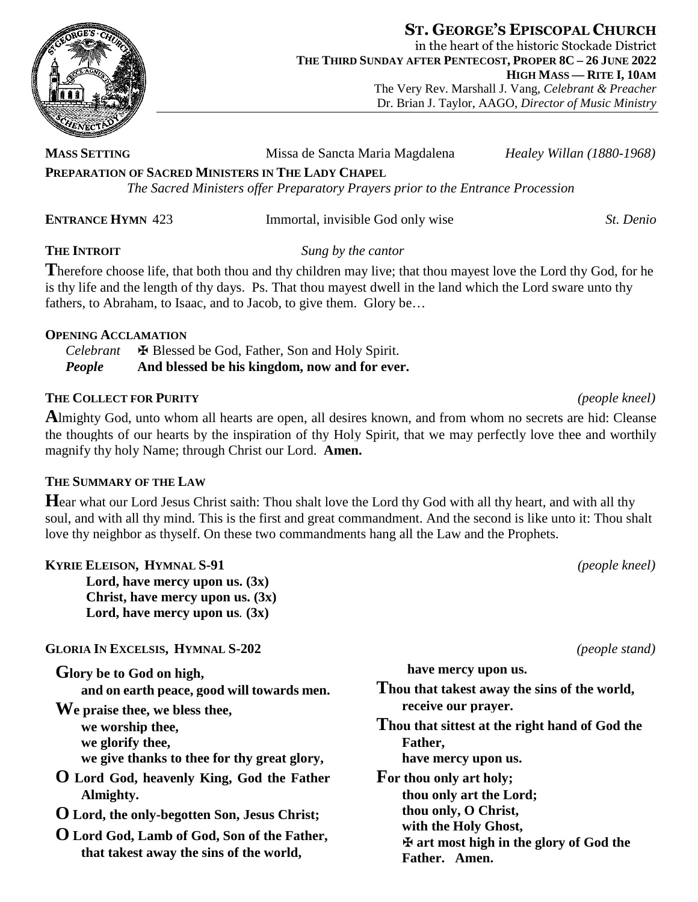# ST. GEORGE'S EPISCOPAL CHURCH

in the heart of the historic Stockade District

**THE THIRD SUNDAY AFTER PENTECOST, PROPER 8C – 26 JUNE 2022**

**HIGH MASS — RITE I, 10AM**

The Very Rev. Marshall J. Vang, *Celebrant & Preacher*

Dr. Brian J. Taylor, AAGO, *Director of Music Ministry*

**MASS SETTING** Missa de Sancta Maria Magdalena *Healey Willan (1880-1968)*

**PREPARATION OF SACRED MINISTERS IN THE LADY CHAPEL**

*The Sacred Ministers offer Preparatory Prayers prior to the Entrance Procession*

**ENTRANCE HYMN** 423 Immortal, invisible God only wise *St. Denio*

**THE INTROIT** *Sung by the cantor*

**T**herefore choose life, that both thou and thy children may live; that thou mayest love the Lord thy God, for he is thy life and the length of thy days. Ps. That thou mayest dwell in the land which the Lord sware unto thy fathers, to Abraham, to Isaac, and to Jacob, to give them. Glory be…

**OPENING ACCLAMATION**

*Celebrant* ✠ Blessed be God, Father, Son and Holy Spirit.
***People*** **And blessed be his kingdom, now and for ever.**

**THE COLLECT FOR PURITY** *(people kneel)*

**A**lmighty God, unto whom all hearts are open, all desires known, and from whom no secrets are hid: Cleanse the thoughts of our hearts by the inspiration of thy Holy Spirit, that we may perfectly love thee and worthily magnify thy holy Name; through Christ our Lord. **Amen.**

**THE SUMMARY OF THE LAW**

**H**ear what our Lord Jesus Christ saith: Thou shalt love the Lord thy God with all thy heart, and with all thy soul, and with all thy mind. This is the first and great commandment. And the second is like unto it: Thou shalt love thy neighbor as thyself. On these two commandments hang all the Law and the Prophets.

**KYRIE ELEISON, HYMNAL S-91** *(people kneel)*

**Lord, have mercy upon us. (3x)**
**Christ, have mercy upon us. (3x)**
**Lord, have mercy upon us. (3x)**

**GLORIA IN EXCELSIS, HYMNAL S-202** *(people stand)*

**Glory be to God on high,**
**and on earth peace, good will towards men.**

**We praise thee, we bless thee,**
**we worship thee,**
**we glorify thee,**
**we give thanks to thee for thy great glory,**

**O Lord God, heavenly King, God the Father Almighty.**

**O Lord, the only-begotten Son, Jesus Christ;**

**O Lord God, Lamb of God, Son of the Father,**
**that takest away the sins of the world,**
**have mercy upon us.**

**Thou that takest away the sins of the world,**
**receive our prayer.**

**Thou that sittest at the right hand of God the Father,**
**have mercy upon us.**

**For thou only art holy;**
**thou only art the Lord;**
**thou only, O Christ,**
**with the Holy Ghost,**
**✠ art most high in the glory of God the Father. Amen.**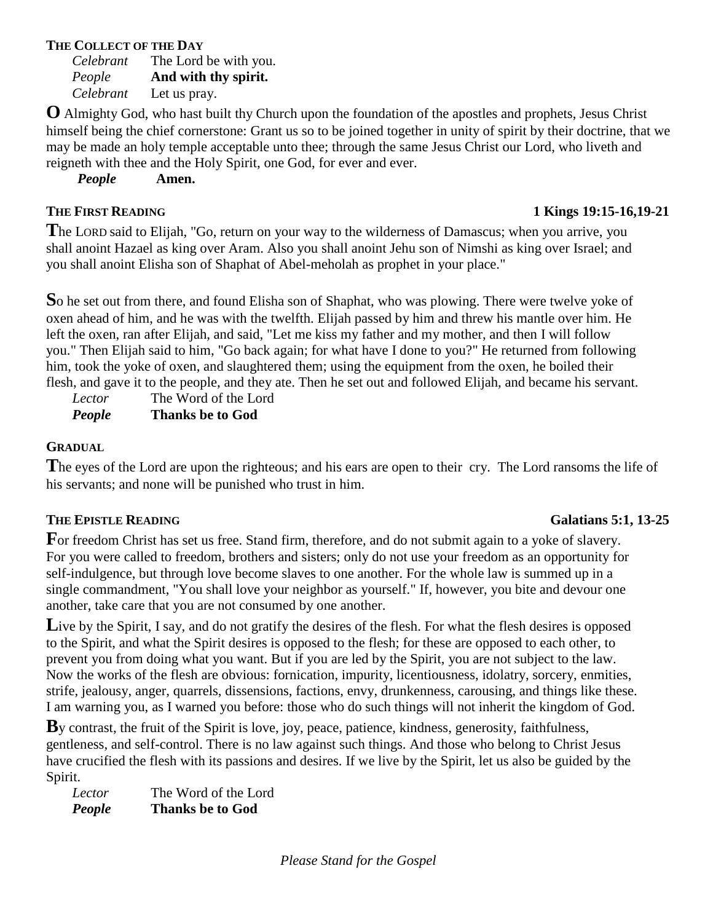**THE COLLECT OF THE DAY**

*Celebrant* The Lord be with you.
*People* **And with thy spirit.**
*Celebrant* Let us pray.

**O** Almighty God, who hast built thy Church upon the foundation of the apostles and prophets, Jesus Christ himself being the chief cornerstone: Grant us so to be joined together in unity of spirit by their doctrine, that we may be made an holy temple acceptable unto thee; through the same Jesus Christ our Lord, who liveth and reigneth with thee and the Holy Spirit, one God, for ever and ever.

*People* **Amen.**

**THE FIRST READING** **1 Kings 19:15-16,19-21**

**T**he LORD said to Elijah, "Go, return on your way to the wilderness of Damascus; when you arrive, you shall anoint Hazael as king over Aram. Also you shall anoint Jehu son of Nimshi as king over Israel; and you shall anoint Elisha son of Shaphat of Abel-meholah as prophet in your place."

**S**o he set out from there, and found Elisha son of Shaphat, who was plowing. There were twelve yoke of oxen ahead of him, and he was with the twelfth. Elijah passed by him and threw his mantle over him. He left the oxen, ran after Elijah, and said, "Let me kiss my father and my mother, and then I will follow you." Then Elijah said to him, "Go back again; for what have I done to you?" He returned from following him, took the yoke of oxen, and slaughtered them; using the equipment from the oxen, he boiled their flesh, and gave it to the people, and they ate. Then he set out and followed Elijah, and became his servant.

*Lector* The Word of the Lord
***People*** **Thanks be to God**

**GRADUAL**

**T**he eyes of the Lord are upon the righteous; and his ears are open to their cry. The Lord ransoms the life of his servants; and none will be punished who trust in him.

**THE EPISTLE READING** **Galatians 5:1, 13-25**

**F**or freedom Christ has set us free. Stand firm, therefore, and do not submit again to a yoke of slavery. For you were called to freedom, brothers and sisters; only do not use your freedom as an opportunity for self-indulgence, but through love become slaves to one another. For the whole law is summed up in a single commandment, "You shall love your neighbor as yourself." If, however, you bite and devour one another, take care that you are not consumed by one another.

**L**ive by the Spirit, I say, and do not gratify the desires of the flesh. For what the flesh desires is opposed to the Spirit, and what the Spirit desires is opposed to the flesh; for these are opposed to each other, to prevent you from doing what you want. But if you are led by the Spirit, you are not subject to the law. Now the works of the flesh are obvious: fornication, impurity, licentiousness, idolatry, sorcery, enmities, strife, jealousy, anger, quarrels, dissensions, factions, envy, drunkenness, carousing, and things like these. I am warning you, as I warned you before: those who do such things will not inherit the kingdom of God.

**B**y contrast, the fruit of the Spirit is love, joy, peace, patience, kindness, generosity, faithfulness, gentleness, and self-control. There is no law against such things. And those who belong to Christ Jesus have crucified the flesh with its passions and desires. If we live by the Spirit, let us also be guided by the Spirit.

*Lector* The Word of the Lord
***People*** **Thanks be to God**

*Please Stand for the Gospel*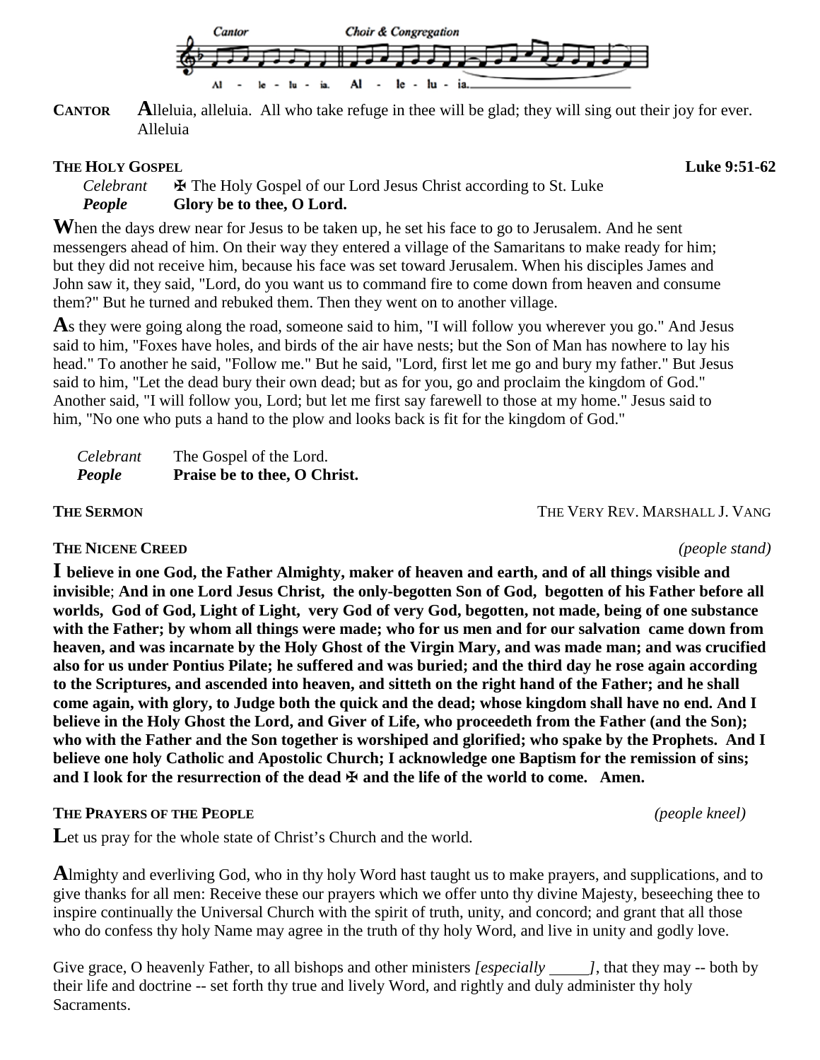Cantor — Choir & Congregation

Al - le - lu - ia. Al - le - lu - ia.

**CANTOR** Alleluia, alleluia. All who take refuge in thee will be glad; they will sing out their joy for ever. Alleluia

**THE HOLY GOSPEL** **Luke 9:51-62**

*Celebrant* ✠ The Holy Gospel of our Lord Jesus Christ according to St. Luke
***People*** **Glory be to thee, O Lord.**

When the days drew near for Jesus to be taken up, he set his face to go to Jerusalem. And he sent messengers ahead of him. On their way they entered a village of the Samaritans to make ready for him; but they did not receive him, because his face was set toward Jerusalem. When his disciples James and John saw it, they said, "Lord, do you want us to command fire to come down from heaven and consume them?" But he turned and rebuked them. Then they went on to another village.

As they were going along the road, someone said to him, "I will follow you wherever you go." And Jesus said to him, "Foxes have holes, and birds of the air have nests; but the Son of Man has nowhere to lay his head." To another he said, "Follow me." But he said, "Lord, first let me go and bury my father." But Jesus said to him, "Let the dead bury their own dead; but as for you, go and proclaim the kingdom of God." Another said, "I will follow you, Lord; but let me first say farewell to those at my home." Jesus said to him, "No one who puts a hand to the plow and looks back is fit for the kingdom of God."

*Celebrant* The Gospel of the Lord.
***People*** **Praise be to thee, O Christ.**

**THE SERMON** THE VERY REV. MARSHALL J. VANG

**THE NICENE CREED** *(people stand)*

**I believe in one God, the Father Almighty, maker of heaven and earth, and of all things visible and invisible; And in one Lord Jesus Christ, the only-begotten Son of God, begotten of his Father before all worlds, God of God, Light of Light, very God of very God, begotten, not made, being of one substance with the Father; by whom all things were made; who for us men and for our salvation came down from heaven, and was incarnate by the Holy Ghost of the Virgin Mary, and was made man; and was crucified also for us under Pontius Pilate; he suffered and was buried; and the third day he rose again according to the Scriptures, and ascended into heaven, and sitteth on the right hand of the Father; and he shall come again, with glory, to Judge both the quick and the dead; whose kingdom shall have no end. And I believe in the Holy Ghost the Lord, and Giver of Life, who proceedeth from the Father (and the Son); who with the Father and the Son together is worshiped and glorified; who spake by the Prophets. And I believe one holy Catholic and Apostolic Church; I acknowledge one Baptism for the remission of sins; and I look for the resurrection of the dead ✠ and the life of the world to come. Amen.**

**THE PRAYERS OF THE PEOPLE** *(people kneel)*

Let us pray for the whole state of Christ's Church and the world.

Almighty and everliving God, who in thy holy Word hast taught us to make prayers, and supplications, and to give thanks for all men: Receive these our prayers which we offer unto thy divine Majesty, beseeching thee to inspire continually the Universal Church with the spirit of truth, unity, and concord; and grant that all those who do confess thy holy Name may agree in the truth of thy holy Word, and live in unity and godly love.

Give grace, O heavenly Father, to all bishops and other ministers *[especially \_\_\_\_\_]*, that they may -- both by their life and doctrine -- set forth thy true and lively Word, and rightly and duly administer thy holy Sacraments.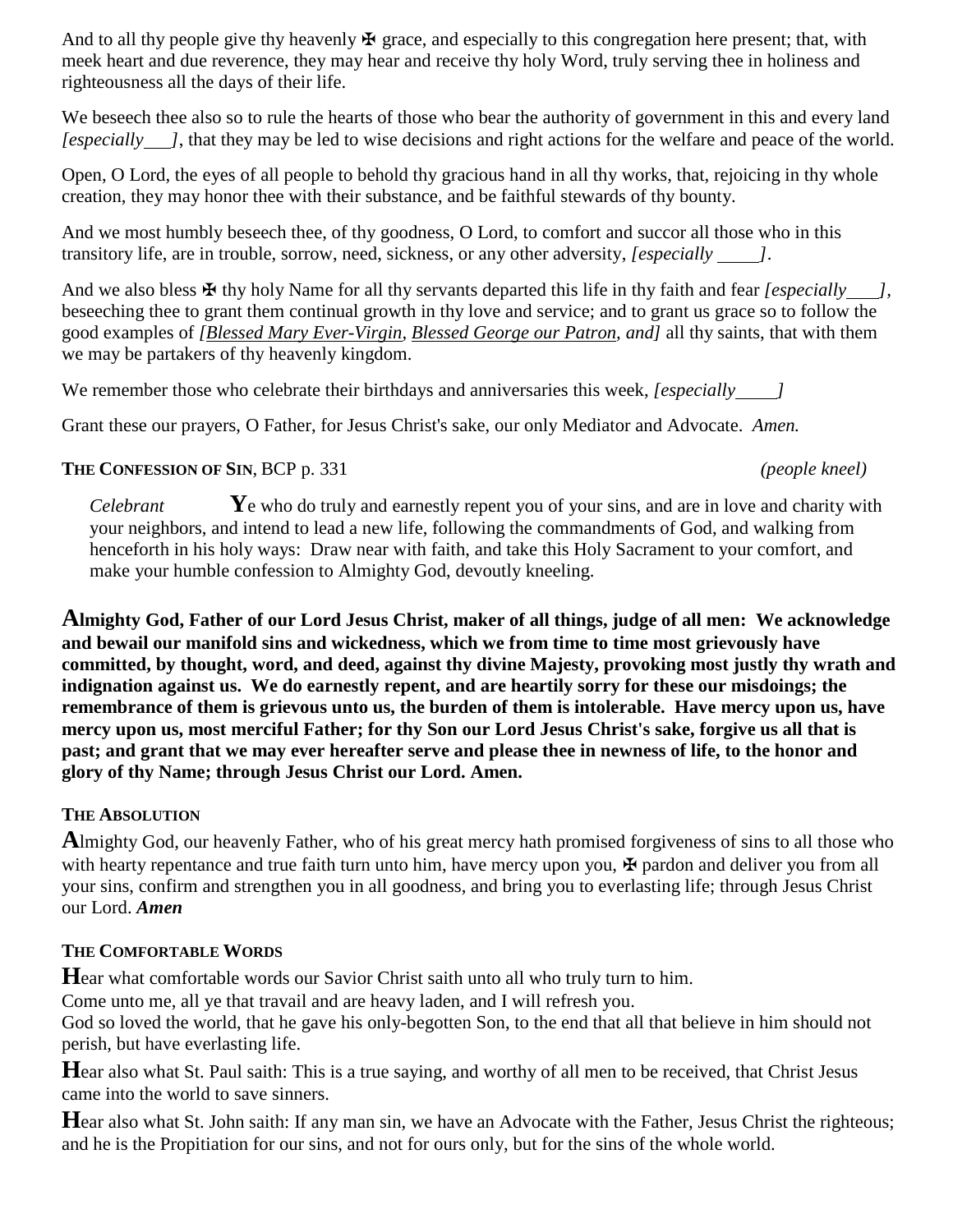And to all thy people give thy heavenly ✠ grace, and especially to this congregation here present; that, with meek heart and due reverence, they may hear and receive thy holy Word, truly serving thee in holiness and righteousness all the days of their life.

We beseech thee also so to rule the hearts of those who bear the authority of government in this and every land *[especially ___]*, that they may be led to wise decisions and right actions for the welfare and peace of the world.

Open, O Lord, the eyes of all people to behold thy gracious hand in all thy works, that, rejoicing in thy whole creation, they may honor thee with their substance, and be faithful stewards of thy bounty.

And we most humbly beseech thee, of thy goodness, O Lord, to comfort and succor all those who in this transitory life, are in trouble, sorrow, need, sickness, or any other adversity, *[especially ____]*.

And we also bless ✠ thy holy Name for all thy servants departed this life in thy faith and fear *[especially ___]*, beseeching thee to grant them continual growth in thy love and service; and to grant us grace so to follow the good examples of *[Blessed Mary Ever-Virgin, Blessed George our Patron, and]* all thy saints, that with them we may be partakers of thy heavenly kingdom.

We remember those who celebrate their birthdays and anniversaries this week, *[especially ____]*

Grant these our prayers, O Father, for Jesus Christ's sake, our only Mediator and Advocate. *Amen.*

**THE CONFESSION OF SIN**, BCP p. 331 *(people kneel)*

*Celebrant* **Y**e who do truly and earnestly repent you of your sins, and are in love and charity with your neighbors, and intend to lead a new life, following the commandments of God, and walking from henceforth in his holy ways: Draw near with faith, and take this Holy Sacrament to your comfort, and make your humble confession to Almighty God, devoutly kneeling.

**Almighty God, Father of our Lord Jesus Christ, maker of all things, judge of all men: We acknowledge and bewail our manifold sins and wickedness, which we from time to time most grievously have committed, by thought, word, and deed, against thy divine Majesty, provoking most justly thy wrath and indignation against us. We do earnestly repent, and are heartily sorry for these our misdoings; the remembrance of them is grievous unto us, the burden of them is intolerable. Have mercy upon us, have mercy upon us, most merciful Father; for thy Son our Lord Jesus Christ's sake, forgive us all that is past; and grant that we may ever hereafter serve and please thee in newness of life, to the honor and glory of thy Name; through Jesus Christ our Lord. Amen.**

**THE ABSOLUTION**

**A**lmighty God, our heavenly Father, who of his great mercy hath promised forgiveness of sins to all those who with hearty repentance and true faith turn unto him, have mercy upon you, ✠ pardon and deliver you from all your sins, confirm and strengthen you in all goodness, and bring you to everlasting life; through Jesus Christ our Lord. ***Amen***

**THE COMFORTABLE WORDS**

**H**ear what comfortable words our Savior Christ saith unto all who truly turn to him.
Come unto me, all ye that travail and are heavy laden, and I will refresh you.
God so loved the world, that he gave his only-begotten Son, to the end that all that believe in him should not perish, but have everlasting life.

**H**ear also what St. Paul saith: This is a true saying, and worthy of all men to be received, that Christ Jesus came into the world to save sinners.

**H**ear also what St. John saith: If any man sin, we have an Advocate with the Father, Jesus Christ the righteous; and he is the Propitiation for our sins, and not for ours only, but for the sins of the whole world.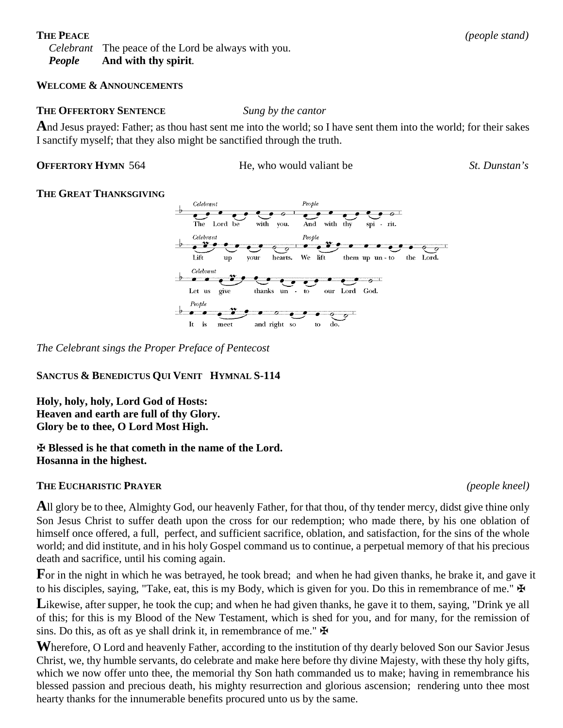**THE PEACE** *(people stand)*

*Celebrant* The peace of the Lord be always with you.
***People*** **And with thy spirit.**

**WELCOME & ANNOUNCEMENTS**

**THE OFFERTORY SENTENCE** *Sung by the cantor*

**A**nd Jesus prayed: Father; as thou hast sent me into the world; so I have sent them into the world; for their sakes I sanctify myself; that they also might be sanctified through the truth.

**OFFERTORY HYMN** 564 He, who would valiant be *St. Dunstan's*

**THE GREAT THANKSGIVING**

*Celebrant* The Lord be with you. *People* And with thy spi - rit.
*Celebrant* Lift up your hearts. *People* We lift them up un - to the Lord.
*Celebrant* Let us give thanks un - to our Lord God.
*People* It is meet and right so to do.

*The Celebrant sings the Proper Preface of Pentecost*

**SANCTUS & BENEDICTUS QUI VENIT HYMNAL S-114**

**Holy, holy, holy, Lord God of Hosts:**
**Heaven and earth are full of thy Glory.**
**Glory be to thee, O Lord Most High.**

**✠ Blessed is he that cometh in the name of the Lord.**
**Hosanna in the highest.**

**THE EUCHARISTIC PRAYER** *(people kneel)*

**A**ll glory be to thee, Almighty God, our heavenly Father, for that thou, of thy tender mercy, didst give thine only Son Jesus Christ to suffer death upon the cross for our redemption; who made there, by his one oblation of himself once offered, a full, perfect, and sufficient sacrifice, oblation, and satisfaction, for the sins of the whole world; and did institute, and in his holy Gospel command us to continue, a perpetual memory of that his precious death and sacrifice, until his coming again.

**F**or in the night in which he was betrayed, he took bread; and when he had given thanks, he brake it, and gave it to his disciples, saying, "Take, eat, this is my Body, which is given for you. Do this in remembrance of me." ✠

**L**ikewise, after supper, he took the cup; and when he had given thanks, he gave it to them, saying, "Drink ye all of this; for this is my Blood of the New Testament, which is shed for you, and for many, for the remission of sins. Do this, as oft as ye shall drink it, in remembrance of me." ✠

**W**herefore, O Lord and heavenly Father, according to the institution of thy dearly beloved Son our Savior Jesus Christ, we, thy humble servants, do celebrate and make here before thy divine Majesty, with these thy holy gifts, which we now offer unto thee, the memorial thy Son hath commanded us to make; having in remembrance his blessed passion and precious death, his mighty resurrection and glorious ascension; rendering unto thee most hearty thanks for the innumerable benefits procured unto us by the same.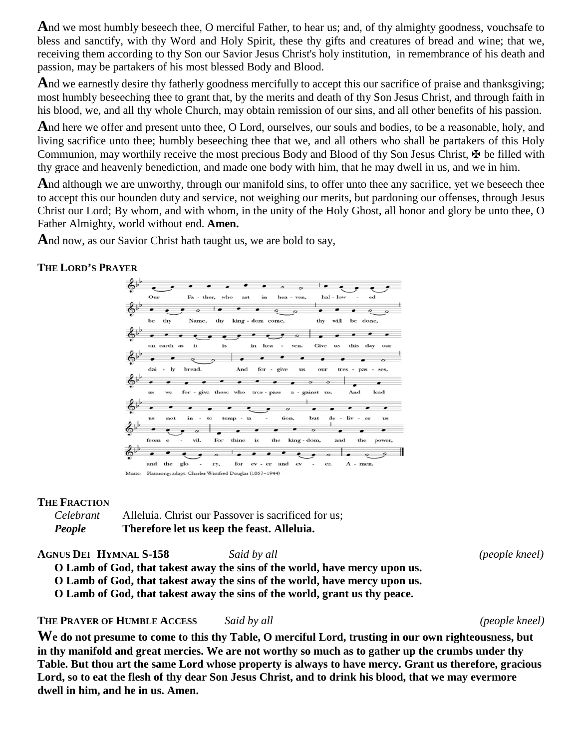**A**nd we most humbly beseech thee, O merciful Father, to hear us; and, of thy almighty goodness, vouchsafe to bless and sanctify, with thy Word and Holy Spirit, these thy gifts and creatures of bread and wine; that we, receiving them according to thy Son our Savior Jesus Christ's holy institution, in remembrance of his death and passion, may be partakers of his most blessed Body and Blood.

**A**nd we earnestly desire thy fatherly goodness mercifully to accept this our sacrifice of praise and thanksgiving; most humbly beseeching thee to grant that, by the merits and death of thy Son Jesus Christ, and through faith in his blood, we, and all thy whole Church, may obtain remission of our sins, and all other benefits of his passion.

**A**nd here we offer and present unto thee, O Lord, ourselves, our souls and bodies, to be a reasonable, holy, and living sacrifice unto thee; humbly beseeching thee that we, and all others who shall be partakers of this Holy Communion, may worthily receive the most precious Body and Blood of thy Son Jesus Christ, ✠ be filled with thy grace and heavenly benediction, and made one body with him, that he may dwell in us, and we in him.

**A**nd although we are unworthy, through our manifold sins, to offer unto thee any sacrifice, yet we beseech thee to accept this our bounden duty and service, not weighing our merits, but pardoning our offenses, through Jesus Christ our Lord; By whom, and with whom, in the unity of the Holy Ghost, all honor and glory be unto thee, O Father Almighty, world without end. **Amen.**

**A**nd now, as our Savior Christ hath taught us, we are bold to say,

**THE LORD'S PRAYER**

Our Father, who art in heaven, hallowed be thy Name, thy kingdom come, thy will be done, on earth as it is in heaven. Give us this day our daily bread. And forgive us our trespasses, as we forgive those who trespass against us. And lead us not into temptation, but deliver us from evil. For thine is the kingdom, and the power, and the glory, for ever and ever. Amen.

Music: Plainsong; adapt. Charles Winifred Douglas (1867–1944)

**THE FRACTION**

*Celebrant* Alleluia. Christ our Passover is sacrificed for us;
***People*** **Therefore let us keep the feast. Alleluia.**

**AGNUS DEI HYMNAL S-158** *Said by all* *(people kneel)*

**O Lamb of God, that takest away the sins of the world, have mercy upon us.**
**O Lamb of God, that takest away the sins of the world, have mercy upon us.**
**O Lamb of God, that takest away the sins of the world, grant us thy peace.**

**THE PRAYER OF HUMBLE ACCESS** *Said by all* *(people kneel)*

**We do not presume to come to this thy Table, O merciful Lord, trusting in our own righteousness, but in thy manifold and great mercies. We are not worthy so much as to gather up the crumbs under thy Table. But thou art the same Lord whose property is always to have mercy. Grant us therefore, gracious Lord, so to eat the flesh of thy dear Son Jesus Christ, and to drink his blood, that we may evermore dwell in him, and he in us. Amen.**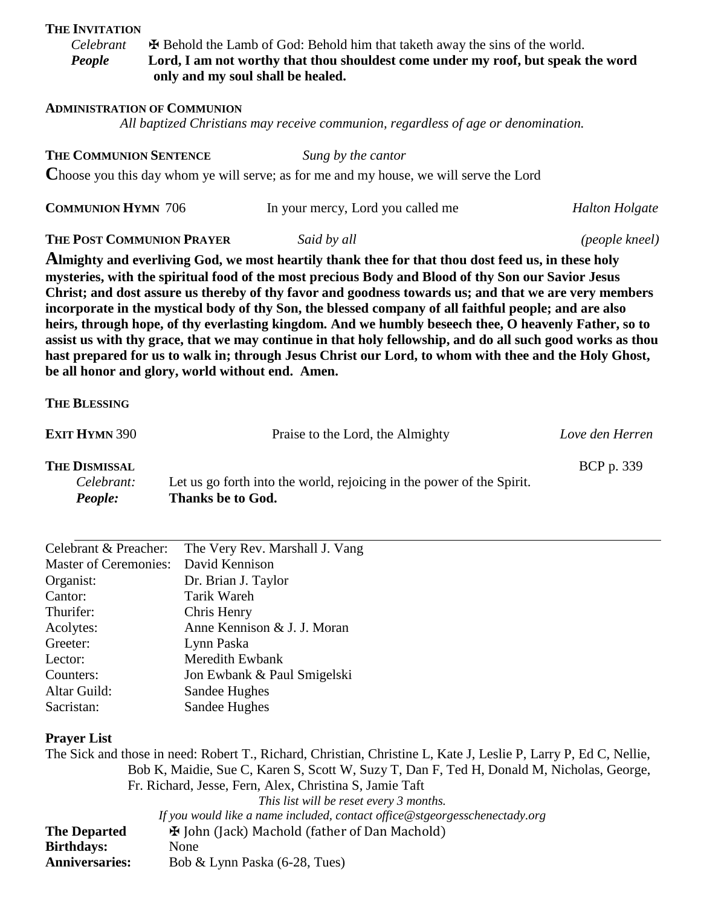**THE INVITATION**

*Celebrant* ✠ Behold the Lamb of God: Behold him that taketh away the sins of the world.

***People*** **Lord, I am not worthy that thou shouldest come under my roof, but speak the word only and my soul shall be healed.**

**ADMINISTRATION OF COMMUNION**

*All baptized Christians may receive communion, regardless of age or denomination.*

**THE COMMUNION SENTENCE** *Sung by the cantor*

Choose you this day whom ye will serve; as for me and my house, we will serve the Lord

**COMMUNION HYMN** 706 In your mercy, Lord you called me *Halton Holgate*

**THE POST COMMUNION PRAYER** *Said by all* *(people kneel)*

**Almighty and everliving God, we most heartily thank thee for that thou dost feed us, in these holy mysteries, with the spiritual food of the most precious Body and Blood of thy Son our Savior Jesus Christ; and dost assure us thereby of thy favor and goodness towards us; and that we are very members incorporate in the mystical body of thy Son, the blessed company of all faithful people; and are also heirs, through hope, of thy everlasting kingdom. And we humbly beseech thee, O heavenly Father, so to assist us with thy grace, that we may continue in that holy fellowship, and do all such good works as thou hast prepared for us to walk in; through Jesus Christ our Lord, to whom with thee and the Holy Ghost, be all honor and glory, world without end. Amen.**

**THE BLESSING**

**EXIT HYMN** 390 Praise to the Lord, the Almighty *Love den Herren*

**THE DISMISSAL** BCP p. 339

*Celebrant:* Let us go forth into the world, rejoicing in the power of the Spirit.

***People:*** **Thanks be to God.**

---

| | |
|---|---|
| Celebrant & Preacher: | The Very Rev. Marshall J. Vang |
| Master of Ceremonies: | David Kennison |
| Organist: | Dr. Brian J. Taylor |
| Cantor: | Tarik Wareh |
| Thurifer: | Chris Henry |
| Acolytes: | Anne Kennison & J. J. Moran |
| Greeter: | Lynn Paska |
| Lector: | Meredith Ewbank |
| Counters: | Jon Ewbank & Paul Smigelski |
| Altar Guild: | Sandee Hughes |
| Sacristan: | Sandee Hughes |

**Prayer List**

The Sick and those in need: Robert T., Richard, Christian, Christine L, Kate J, Leslie P, Larry P, Ed C, Nellie, Bob K, Maidie, Sue C, Karen S, Scott W, Suzy T, Dan F, Ted H, Donald M, Nicholas, George, Fr. Richard, Jesse, Fern, Alex, Christina S, Jamie Taft

*This list will be reset every 3 months.*

*If you would like a name included, contact office@stgeorgesschenectady.org*

**The Departed** ✠ John (Jack) Machold (father of Dan Machold)

**Birthdays:** None

**Anniversaries:** Bob & Lynn Paska (6-28, Tues)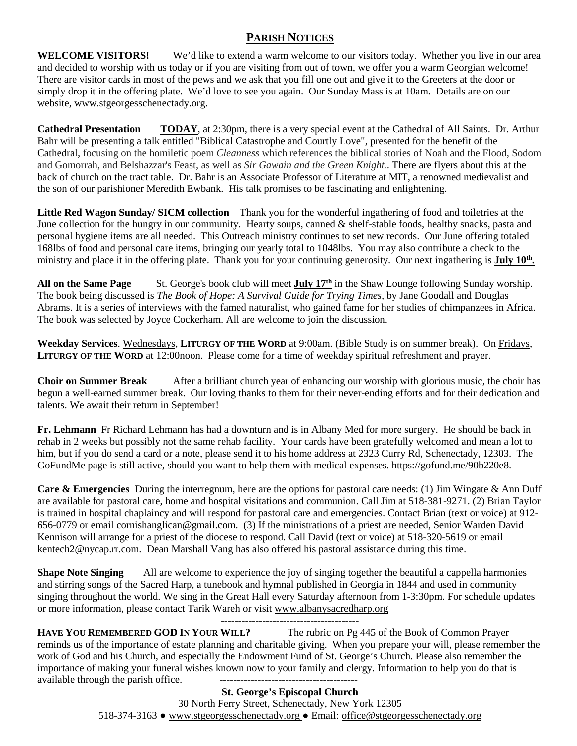## PARISH NOTICES

**WELCOME VISITORS!** We'd like to extend a warm welcome to our visitors today. Whether you live in our area and decided to worship with us today or if you are visiting from out of town, we offer you a warm Georgian welcome! There are visitor cards in most of the pews and we ask that you fill one out and give it to the Greeters at the door or simply drop it in the offering plate. We'd love to see you again. Our Sunday Mass is at 10am. Details are on our website, www.stgeorgesschenectady.org.

**Cathedral Presentation** **TODAY**, at 2:30pm, there is a very special event at the Cathedral of All Saints. Dr. Arthur Bahr will be presenting a talk entitled "Biblical Catastrophe and Courtly Love", presented for the benefit of the Cathedral, focusing on the homiletic poem *Cleanness* which references the biblical stories of Noah and the Flood, Sodom and Gomorrah, and Belshazzar's Feast, as well as *Sir Gawain and the Green Knight.*. There are flyers about this at the back of church on the tract table. Dr. Bahr is an Associate Professor of Literature at MIT, a renowned medievalist and the son of our parishioner Meredith Ewbank. His talk promises to be fascinating and enlightening.

**Little Red Wagon Sunday/ SICM collection** Thank you for the wonderful ingathering of food and toiletries at the June collection for the hungry in our community. Hearty soups, canned & shelf-stable foods, healthy snacks, pasta and personal hygiene items are all needed. This Outreach ministry continues to set new records. Our June offering totaled 168lbs of food and personal care items, bringing our yearly total to 1048lbs. You may also contribute a check to the ministry and place it in the offering plate. Thank you for your continuing generosity. Our next ingathering is **July 10th.**

**All on the Same Page** St. George's book club will meet **July 17th** in the Shaw Lounge following Sunday worship. The book being discussed is *The Book of Hope: A Survival Guide for Trying Times*, by Jane Goodall and Douglas Abrams. It is a series of interviews with the famed naturalist, who gained fame for her studies of chimpanzees in Africa. The book was selected by Joyce Cockerham. All are welcome to join the discussion.

**Weekday Services**. Wednesdays, **LITURGY OF THE WORD** at 9:00am. (Bible Study is on summer break). On Fridays, **LITURGY OF THE WORD** at 12:00noon. Please come for a time of weekday spiritual refreshment and prayer.

**Choir on Summer Break** After a brilliant church year of enhancing our worship with glorious music, the choir has begun a well-earned summer break. Our loving thanks to them for their never-ending efforts and for their dedication and talents. We await their return in September!

**Fr. Lehmann** Fr Richard Lehmann has had a downturn and is in Albany Med for more surgery. He should be back in rehab in 2 weeks but possibly not the same rehab facility. Your cards have been gratefully welcomed and mean a lot to him, but if you do send a card or a note, please send it to his home address at 2323 Curry Rd, Schenectady, 12303. The GoFundMe page is still active, should you want to help them with medical expenses. https://gofund.me/90b220e8.

**Care & Emergencies** During the interregnum, here are the options for pastoral care needs: (1) Jim Wingate & Ann Duff are available for pastoral care, home and hospital visitations and communion. Call Jim at 518-381-9271. (2) Brian Taylor is trained in hospital chaplaincy and will respond for pastoral care and emergencies. Contact Brian (text or voice) at 912-656-0779 or email cornishanglican@gmail.com. (3) If the ministrations of a priest are needed, Senior Warden David Kennison will arrange for a priest of the diocese to respond. Call David (text or voice) at 518-320-5619 or email kentech2@nycap.rr.com. Dean Marshall Vang has also offered his pastoral assistance during this time.

**Shape Note Singing** All are welcome to experience the joy of singing together the beautiful a cappella harmonies and stirring songs of the Sacred Harp, a tunebook and hymnal published in Georgia in 1844 and used in community singing throughout the world. We sing in the Great Hall every Saturday afternoon from 1-3:30pm. For schedule updates or more information, please contact Tarik Wareh or visit www.albanysacredharp.org

----------------------------------------

**HAVE YOU REMEMBERED GOD IN YOUR WILL?** The rubric on Pg 445 of the Book of Common Prayer reminds us of the importance of estate planning and charitable giving. When you prepare your will, please remember the work of God and his Church, and especially the Endowment Fund of St. George's Church. Please also remember the importance of making your funeral wishes known now to your family and clergy. Information to help you do that is available through the parish office.

----------------------------------------

**St. George's Episcopal Church**
30 North Ferry Street, Schenectady, New York 12305
518-374-3163 ● www.stgeorgesschenectady.org ● Email: office@stgeorgesschenectady.org